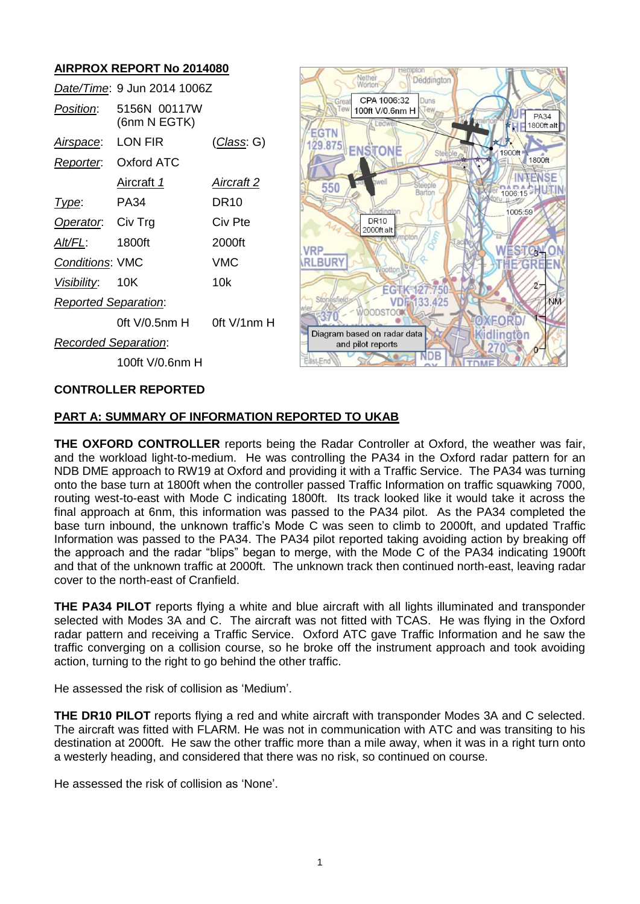## AIRPROX REPORT No 2014080

| | | |
|---|---|---|
| *Date/Time*: | 9 Jun 2014 1006Z | |
| *Position*: | 5156N 00117W (6nm N EGTK) | |
| *Airspace*: | LON FIR | (*Class*: G) |
| *Reporter*: | Oxford ATC | |
| | Aircraft 1 | Aircraft 2 |
| *Type*: | PA34 | DR10 |
| *Operator*: | Civ Trg | Civ Pte |
| *Alt/FL*: | 1800ft | 2000ft |
| *Conditions*: | VMC | VMC |
| *Visibility*: | 10K | 10k |
| *Reported Separation*: | | |
| | 0ft V/0.5nm H | 0ft V/1nm H |
| *Recorded Separation*: | | |
| | 100ft V/0.6nm H | |

Diagram based on radar data and pilot reports

## CONTROLLER REPORTED

### PART A: SUMMARY OF INFORMATION REPORTED TO UKAB

**THE OXFORD CONTROLLER** reports being the Radar Controller at Oxford, the weather was fair, and the workload light-to-medium. He was controlling the PA34 in the Oxford radar pattern for an NDB DME approach to RW19 at Oxford and providing it with a Traffic Service. The PA34 was turning onto the base turn at 1800ft when the controller passed Traffic Information on traffic squawking 7000, routing west-to-east with Mode C indicating 1800ft. Its track looked like it would take it across the final approach at 6nm, this information was passed to the PA34 pilot. As the PA34 completed the base turn inbound, the unknown traffic's Mode C was seen to climb to 2000ft, and updated Traffic Information was passed to the PA34. The PA34 pilot reported taking avoiding action by breaking off the approach and the radar "blips" began to merge, with the Mode C of the PA34 indicating 1900ft and that of the unknown traffic at 2000ft. The unknown track then continued north-east, leaving radar cover to the north-east of Cranfield.

**THE PA34 PILOT** reports flying a white and blue aircraft with all lights illuminated and transponder selected with Modes 3A and C. The aircraft was not fitted with TCAS. He was flying in the Oxford radar pattern and receiving a Traffic Service. Oxford ATC gave Traffic Information and he saw the traffic converging on a collision course, so he broke off the instrument approach and took avoiding action, turning to the right to go behind the other traffic.

He assessed the risk of collision as 'Medium'.

**THE DR10 PILOT** reports flying a red and white aircraft with transponder Modes 3A and C selected. The aircraft was fitted with FLARM. He was not in communication with ATC and was transiting to his destination at 2000ft. He saw the other traffic more than a mile away, when it was in a right turn onto a westerly heading, and considered that there was no risk, so continued on course.

He assessed the risk of collision as 'None'.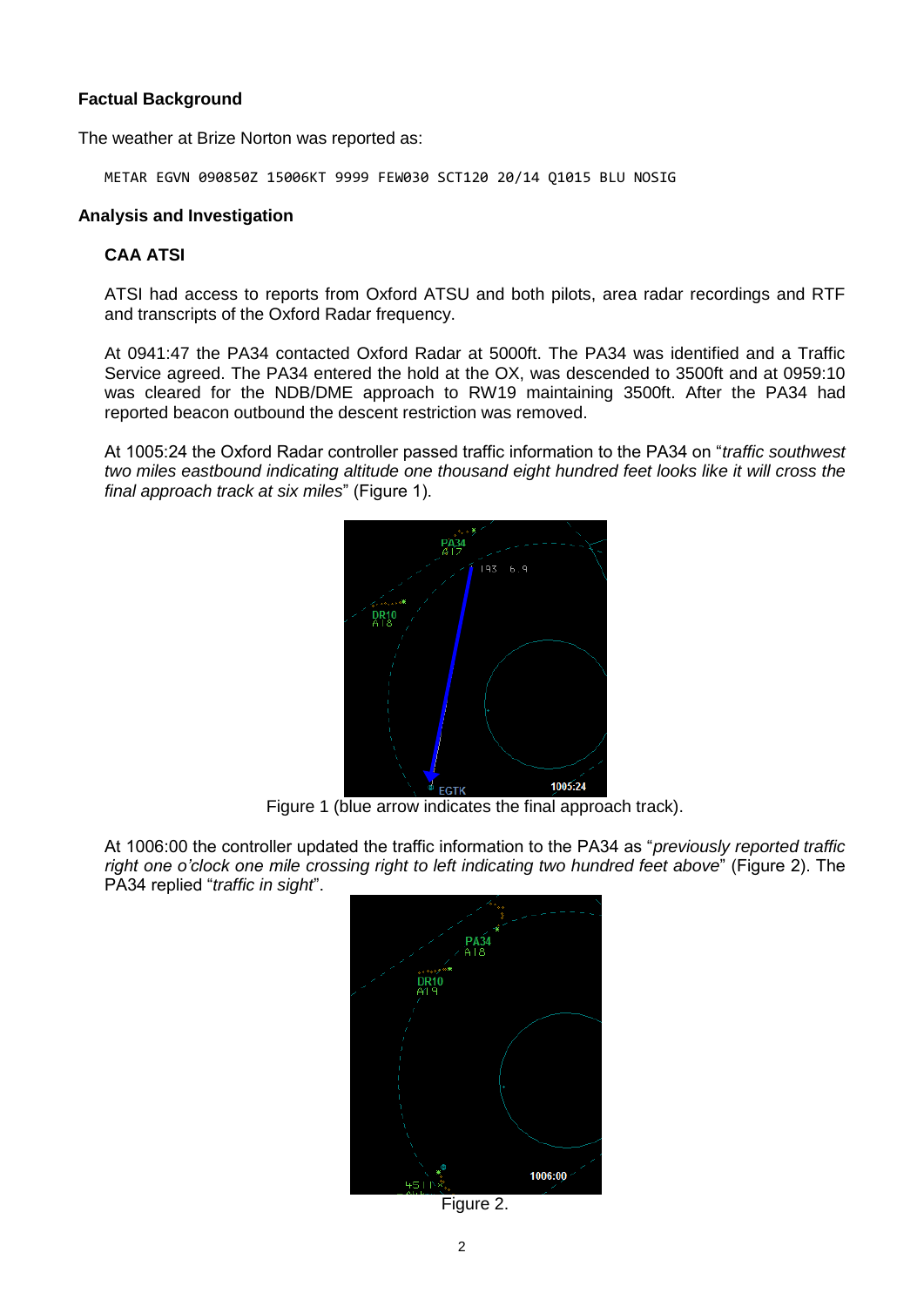**Factual Background**

The weather at Brize Norton was reported as:

```
METAR EGVN 090850Z 15006KT 9999 FEW030 SCT120 20/14 Q1015 BLU NOSIG
```

**Analysis and Investigation**

**CAA ATSI**

ATSI had access to reports from Oxford ATSU and both pilots, area radar recordings and RTF and transcripts of the Oxford Radar frequency.

At 0941:47 the PA34 contacted Oxford Radar at 5000ft. The PA34 was identified and a Traffic Service agreed. The PA34 entered the hold at the OX, was descended to 3500ft and at 0959:10 was cleared for the NDB/DME approach to RW19 maintaining 3500ft. After the PA34 had reported beacon outbound the descent restriction was removed.

At 1005:24 the Oxford Radar controller passed traffic information to the PA34 on "*traffic southwest two miles eastbound indicating altitude one thousand eight hundred feet looks like it will cross the final approach track at six miles*" (Figure 1).

Figure 1 (blue arrow indicates the final approach track).

At 1006:00 the controller updated the traffic information to the PA34 as "*previously reported traffic right one o'clock one mile crossing right to left indicating two hundred feet above*" (Figure 2). The PA34 replied "*traffic in sight*".

Figure 2.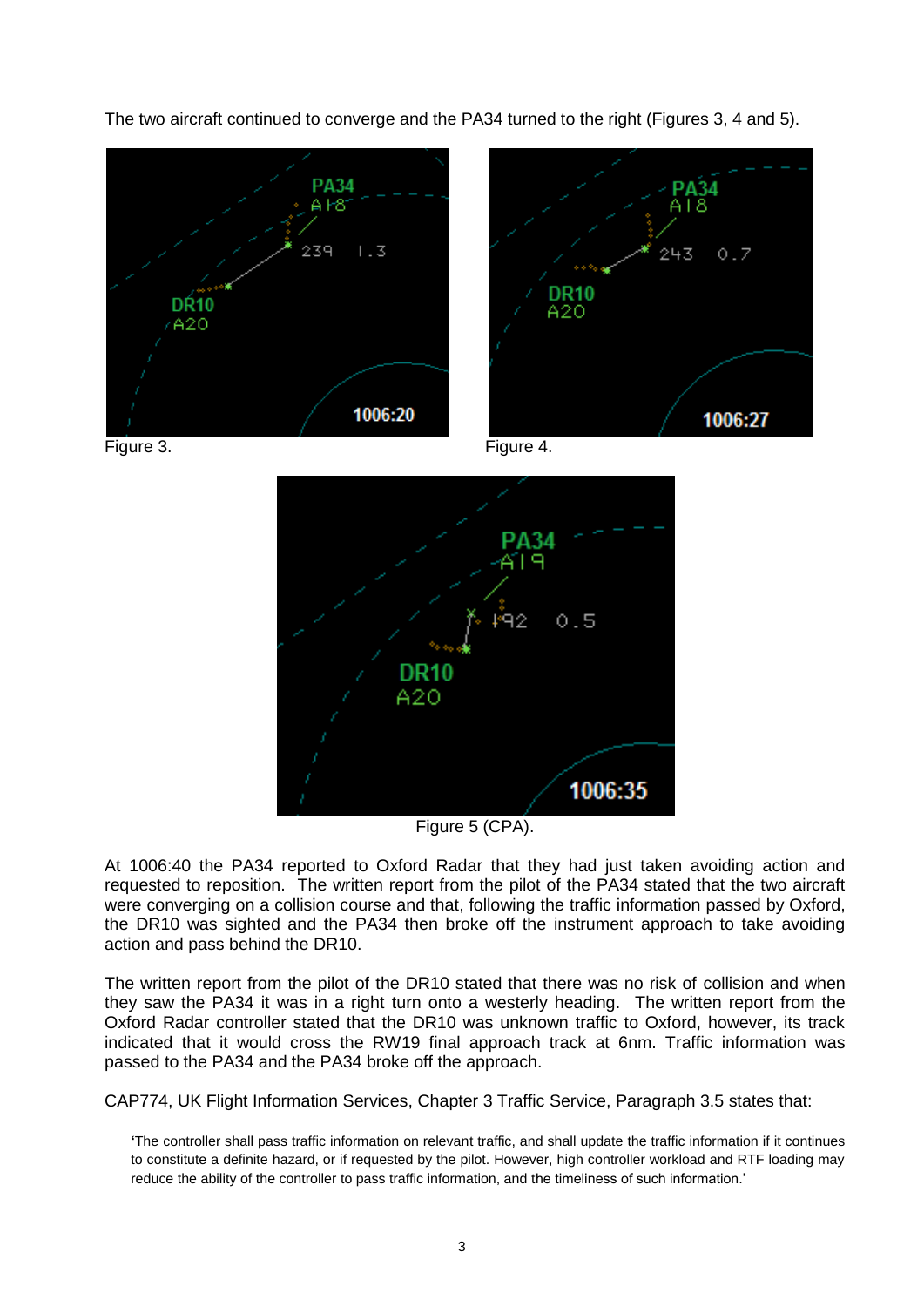The two aircraft continued to converge and the PA34 turned to the right (Figures 3, 4 and 5).

Figure 3.

Figure 4.

Figure 5 (CPA).

At 1006:40 the PA34 reported to Oxford Radar that they had just taken avoiding action and requested to reposition. The written report from the pilot of the PA34 stated that the two aircraft were converging on a collision course and that, following the traffic information passed by Oxford, the DR10 was sighted and the PA34 then broke off the instrument approach to take avoiding action and pass behind the DR10.

The written report from the pilot of the DR10 stated that there was no risk of collision and when they saw the PA34 it was in a right turn onto a westerly heading. The written report from the Oxford Radar controller stated that the DR10 was unknown traffic to Oxford, however, its track indicated that it would cross the RW19 final approach track at 6nm. Traffic information was passed to the PA34 and the PA34 broke off the approach.

CAP774, UK Flight Information Services, Chapter 3 Traffic Service, Paragraph 3.5 states that:

> 'The controller shall pass traffic information on relevant traffic, and shall update the traffic information if it continues to constitute a definite hazard, or if requested by the pilot. However, high controller workload and RTF loading may reduce the ability of the controller to pass traffic information, and the timeliness of such information.'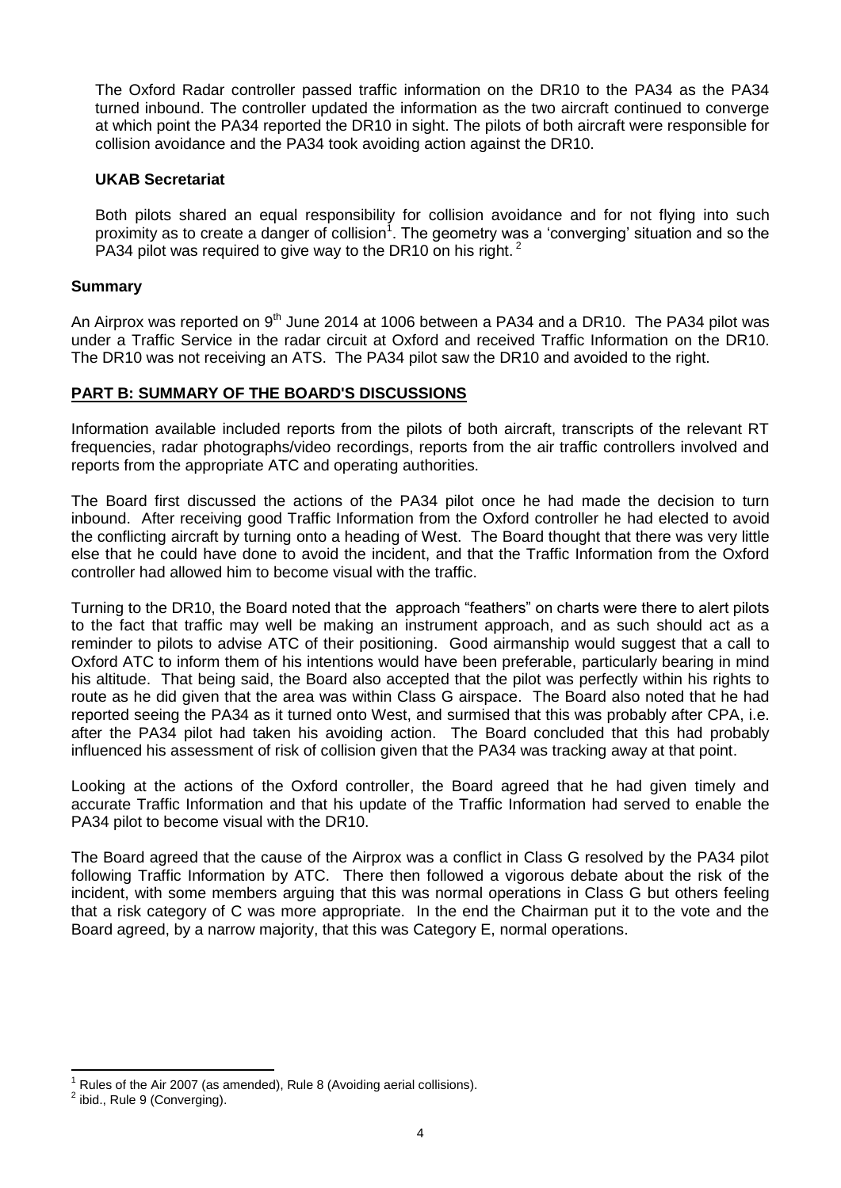The Oxford Radar controller passed traffic information on the DR10 to the PA34 as the PA34 turned inbound. The controller updated the information as the two aircraft continued to converge at which point the PA34 reported the DR10 in sight. The pilots of both aircraft were responsible for collision avoidance and the PA34 took avoiding action against the DR10.

### UKAB Secretariat

Both pilots shared an equal responsibility for collision avoidance and for not flying into such proximity as to create a danger of collision[1]. The geometry was a 'converging' situation and so the PA34 pilot was required to give way to the DR10 on his right.[2]

## Summary

An Airprox was reported on 9th June 2014 at 1006 between a PA34 and a DR10. The PA34 pilot was under a Traffic Service in the radar circuit at Oxford and received Traffic Information on the DR10. The DR10 was not receiving an ATS. The PA34 pilot saw the DR10 and avoided to the right.

## PART B: SUMMARY OF THE BOARD'S DISCUSSIONS

Information available included reports from the pilots of both aircraft, transcripts of the relevant RT frequencies, radar photographs/video recordings, reports from the air traffic controllers involved and reports from the appropriate ATC and operating authorities.

The Board first discussed the actions of the PA34 pilot once he had made the decision to turn inbound. After receiving good Traffic Information from the Oxford controller he had elected to avoid the conflicting aircraft by turning onto a heading of West. The Board thought that there was very little else that he could have done to avoid the incident, and that the Traffic Information from the Oxford controller had allowed him to become visual with the traffic.

Turning to the DR10, the Board noted that the approach "feathers" on charts were there to alert pilots to the fact that traffic may well be making an instrument approach, and as such should act as a reminder to pilots to advise ATC of their positioning. Good airmanship would suggest that a call to Oxford ATC to inform them of his intentions would have been preferable, particularly bearing in mind his altitude. That being said, the Board also accepted that the pilot was perfectly within his rights to route as he did given that the area was within Class G airspace. The Board also noted that he had reported seeing the PA34 as it turned onto West, and surmised that this was probably after CPA, i.e. after the PA34 pilot had taken his avoiding action. The Board concluded that this had probably influenced his assessment of risk of collision given that the PA34 was tracking away at that point.

Looking at the actions of the Oxford controller, the Board agreed that he had given timely and accurate Traffic Information and that his update of the Traffic Information had served to enable the PA34 pilot to become visual with the DR10.

The Board agreed that the cause of the Airprox was a conflict in Class G resolved by the PA34 pilot following Traffic Information by ATC. There then followed a vigorous debate about the risk of the incident, with some members arguing that this was normal operations in Class G but others feeling that a risk category of C was more appropriate. In the end the Chairman put it to the vote and the Board agreed, by a narrow majority, that this was Category E, normal operations.

---

[1] Rules of the Air 2007 (as amended), Rule 8 (Avoiding aerial collisions).

[2] ibid., Rule 9 (Converging).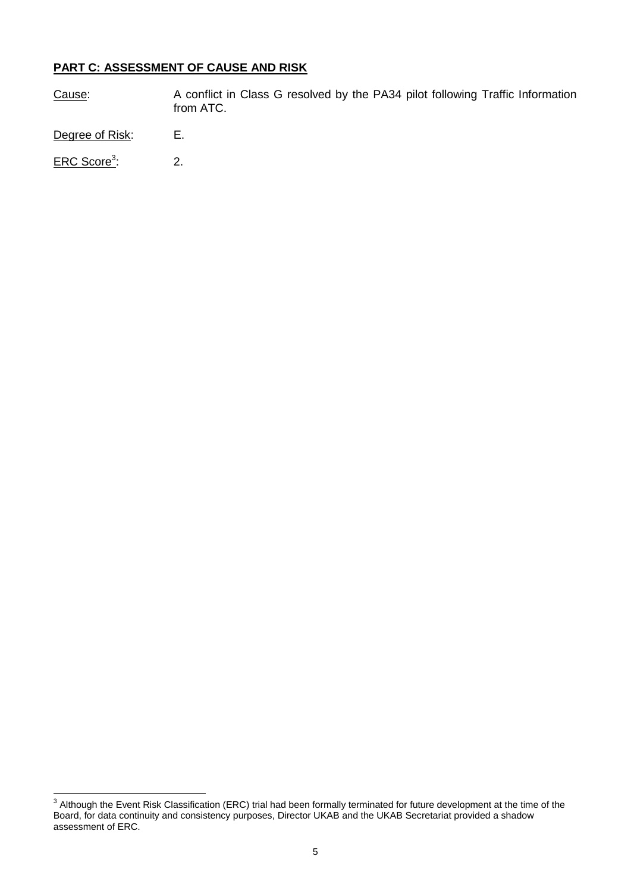**PART C: ASSESSMENT OF CAUSE AND RISK**

Cause: A conflict in Class G resolved by the PA34 pilot following Traffic Information from ATC.

Degree of Risk: E.

ERC Score[3]: 2.

[3] Although the Event Risk Classification (ERC) trial had been formally terminated for future development at the time of the Board, for data continuity and consistency purposes, Director UKAB and the UKAB Secretariat provided a shadow assessment of ERC.